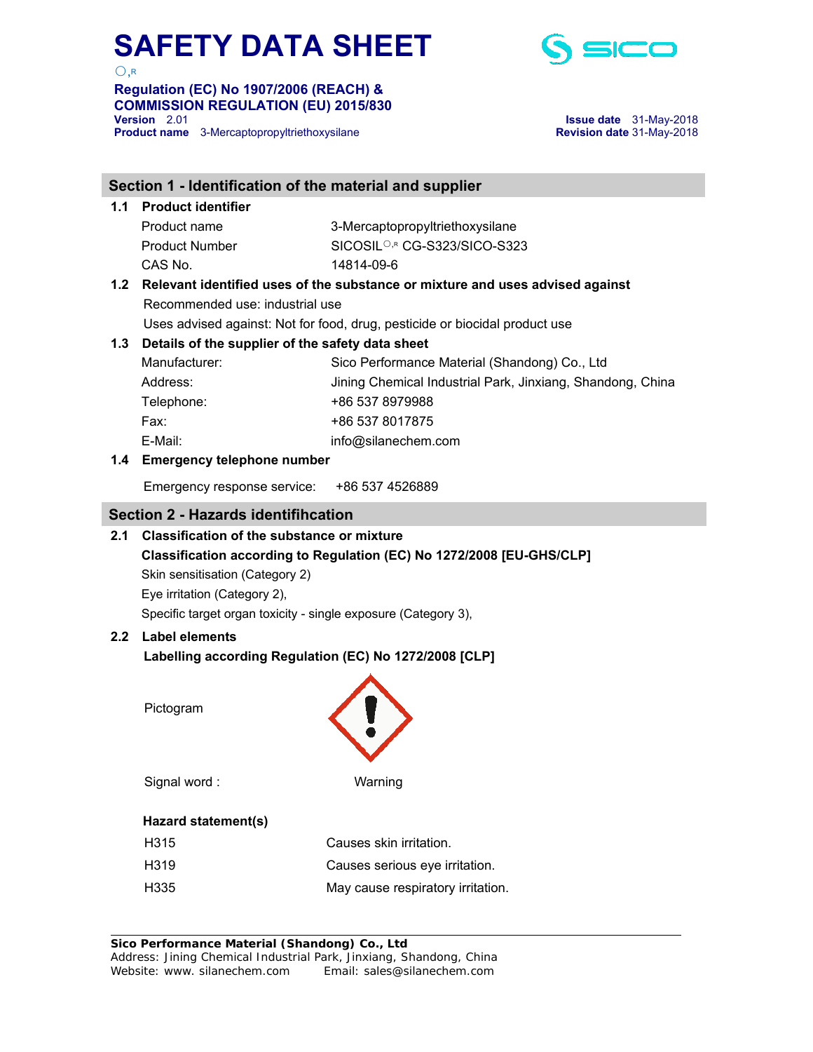# SAFETY DATA SHEET

○,R

**Regulation (EC) No 1907/2006 (REACH) & COMMISSION REGULATION (EU) 2015/830**

**Version** 2.01
**Product name** 3-Mercaptopropyltriethoxysilane

**Issue date** 31-May-2018
**Revision date** 31-May-2018

## Section 1 - Identification of the material and supplier

**1.1 Product identifier**

| | |
|---|---|
| Product name | 3-Mercaptopropyltriethoxysilane |
| Product Number | SICOSIL○,R CG-S323/SICO-S323 |
| CAS No. | 14814-09-6 |

**1.2 Relevant identified uses of the substance or mixture and uses advised against**

Recommended use: industrial use

Uses advised against: Not for food, drug, pesticide or biocidal product use

**1.3 Details of the supplier of the safety data sheet**

| | |
|---|---|
| Manufacturer: | Sico Performance Material (Shandong) Co., Ltd |
| Address: | Jining Chemical Industrial Park, Jinxiang, Shandong, China |
| Telephone: | +86 537 8979988 |
| Fax: | +86 537 8017875 |
| E-Mail: | info@silanechem.com |

**1.4 Emergency telephone number**

Emergency response service: +86 537 4526889

## Section 2 - Hazards identifihcation

**2.1 Classification of the substance or mixture**

**Classification according to Regulation (EC) No 1272/2008 [EU-GHS/CLP]**

Skin sensitisation (Category 2)

Eye irritation (Category 2),

Specific target organ toxicity - single exposure (Category 3),

**2.2 Label elements**

**Labelling according Regulation (EC) No 1272/2008 [CLP]**

Pictogram

Signal word : Warning

**Hazard statement(s)**

| | |
|---|---|
| H315 | Causes skin irritation. |
| H319 | Causes serious eye irritation. |
| H335 | May cause respiratory irritation. |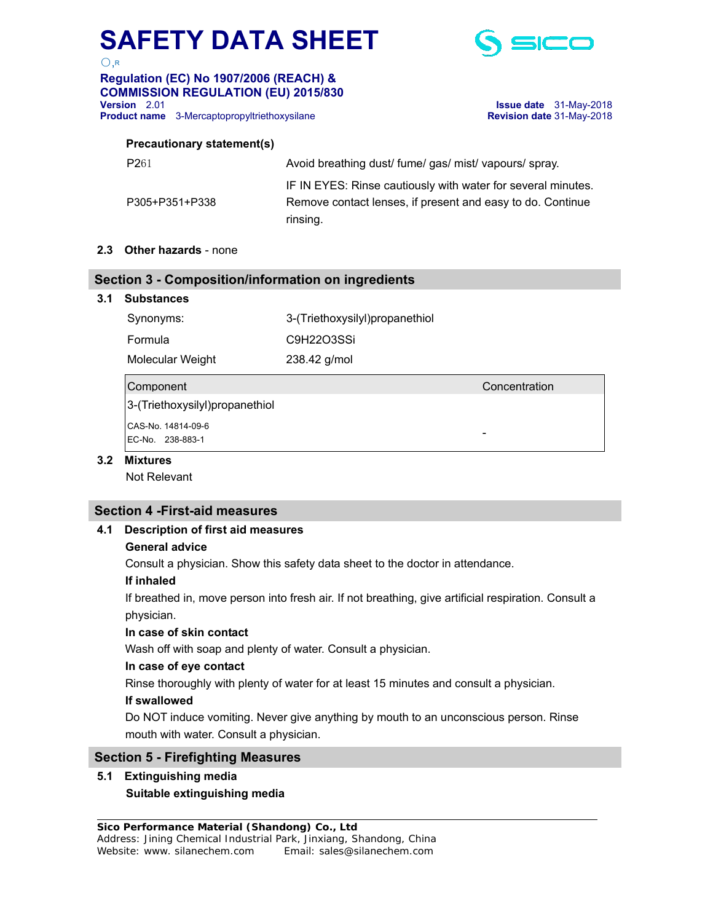**Precautionary statement(s)**

| | |
|---|---|
| P261 | Avoid breathing dust/ fume/ gas/ mist/ vapours/ spray. |
| P305+P351+P338 | IF IN EYES: Rinse cautiously with water for several minutes. Remove contact lenses, if present and easy to do. Continue rinsing. |

**2.3 Other hazards** - none

## Section 3 - Composition/information on ingredients

**3.1 Substances**

| | |
|---|---|
| Synonyms: | 3-(Triethoxysilyl)propanethiol |
| Formula | C9H22O3SSi |
| Molecular Weight | 238.42 g/mol |

| Component | Concentration |
|---|---|
| 3-(Triethoxysilyl)propanethiol<br>CAS-No. 14814-09-6<br>EC-No. 238-883-1 | - |

**3.2 Mixtures**

Not Relevant

## Section 4 -First-aid measures

**4.1 Description of first aid measures**

**General advice**

Consult a physician. Show this safety data sheet to the doctor in attendance.

**If inhaled**

If breathed in, move person into fresh air. If not breathing, give artificial respiration. Consult a physician.

**In case of skin contact**

Wash off with soap and plenty of water. Consult a physician.

**In case of eye contact**

Rinse thoroughly with plenty of water for at least 15 minutes and consult a physician.

**If swallowed**

Do NOT induce vomiting. Never give anything by mouth to an unconscious person. Rinse mouth with water. Consult a physician.

## Section 5 - Firefighting Measures

**5.1 Extinguishing media**

**Suitable extinguishing media**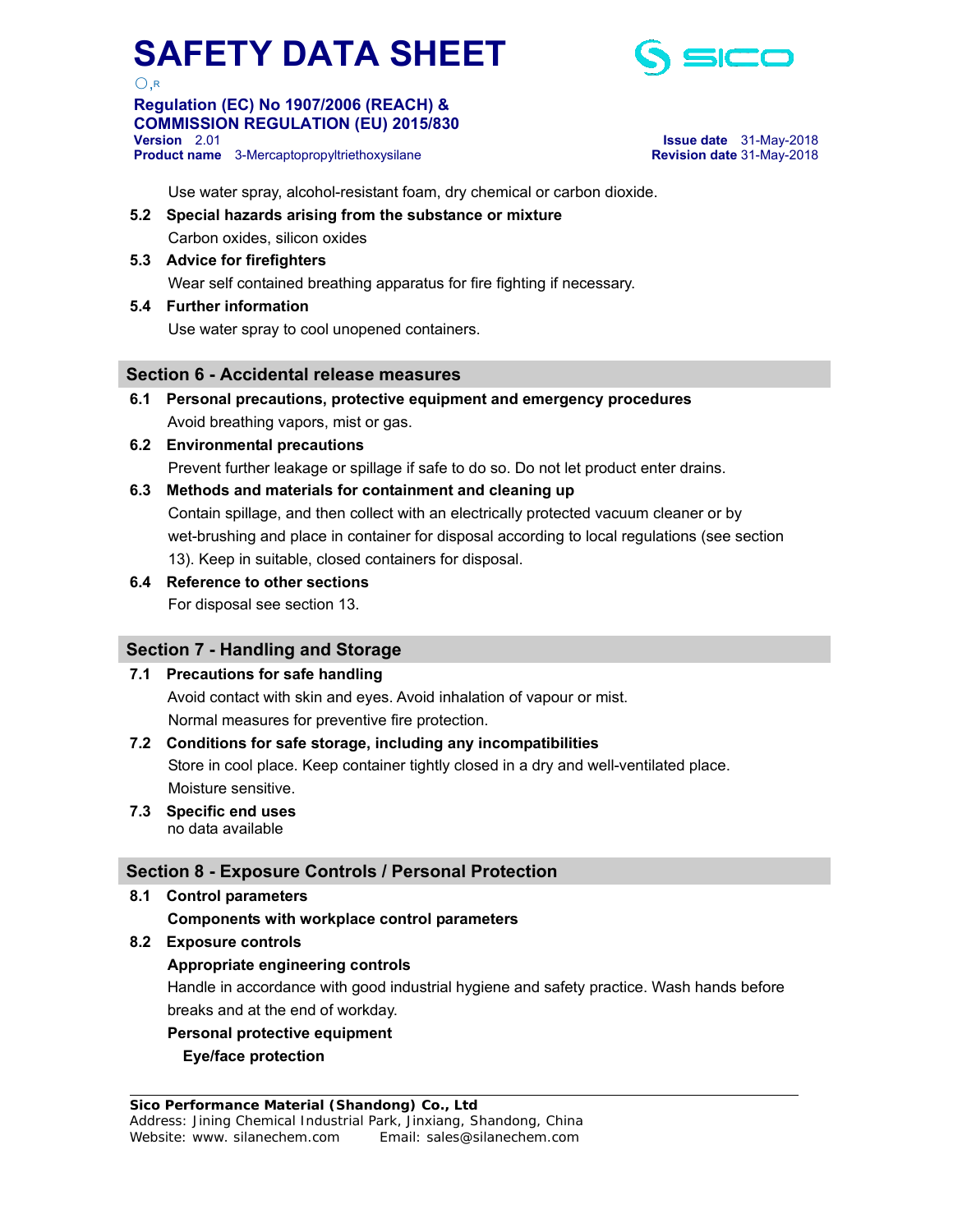Use water spray, alcohol-resistant foam, dry chemical or carbon dioxide.

**5.2 Special hazards arising from the substance or mixture**

Carbon oxides, silicon oxides

**5.3 Advice for firefighters**

Wear self contained breathing apparatus for fire fighting if necessary.

**5.4 Further information**

Use water spray to cool unopened containers.

## Section 6 - Accidental release measures

**6.1 Personal precautions, protective equipment and emergency procedures**

Avoid breathing vapors, mist or gas.

**6.2 Environmental precautions**

Prevent further leakage or spillage if safe to do so. Do not let product enter drains.

**6.3 Methods and materials for containment and cleaning up**

Contain spillage, and then collect with an electrically protected vacuum cleaner or by wet-brushing and place in container for disposal according to local regulations (see section 13). Keep in suitable, closed containers for disposal.

**6.4 Reference to other sections**

For disposal see section 13.

## Section 7 - Handling and Storage

**7.1 Precautions for safe handling**

Avoid contact with skin and eyes. Avoid inhalation of vapour or mist.

Normal measures for preventive fire protection.

**7.2 Conditions for safe storage, including any incompatibilities**

Store in cool place. Keep container tightly closed in a dry and well-ventilated place.

Moisture sensitive.

**7.3 Specific end uses**

no data available

## Section 8 - Exposure Controls / Personal Protection

**8.1 Control parameters**

**Components with workplace control parameters**

**8.2 Exposure controls**

**Appropriate engineering controls**

Handle in accordance with good industrial hygiene and safety practice. Wash hands before breaks and at the end of workday.

**Personal protective equipment**

**Eye/face protection**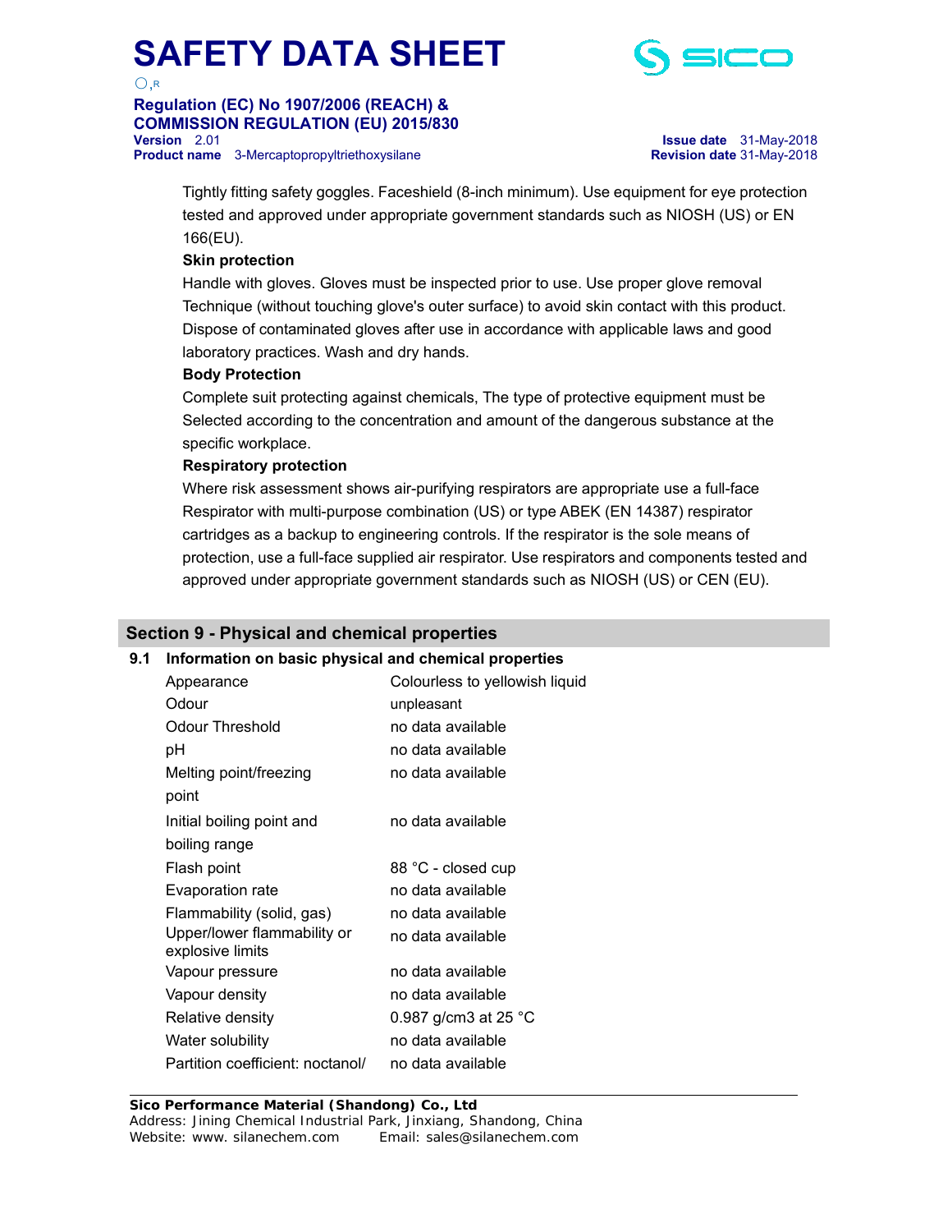Tightly fitting safety goggles. Faceshield (8-inch minimum). Use equipment for eye protection tested and approved under appropriate government standards such as NIOSH (US) or EN 166(EU).

**Skin protection**

Handle with gloves. Gloves must be inspected prior to use. Use proper glove removal Technique (without touching glove's outer surface) to avoid skin contact with this product. Dispose of contaminated gloves after use in accordance with applicable laws and good laboratory practices. Wash and dry hands.

**Body Protection**

Complete suit protecting against chemicals, The type of protective equipment must be Selected according to the concentration and amount of the dangerous substance at the specific workplace.

**Respiratory protection**

Where risk assessment shows air-purifying respirators are appropriate use a full-face Respirator with multi-purpose combination (US) or type ABEK (EN 14387) respirator cartridges as a backup to engineering controls. If the respirator is the sole means of protection, use a full-face supplied air respirator. Use respirators and components tested and approved under appropriate government standards such as NIOSH (US) or CEN (EU).

## Section 9 - Physical and chemical properties

**9.1 Information on basic physical and chemical properties**

| Property | Value |
|---|---|
| Appearance | Colourless to yellowish liquid |
| Odour | unpleasant |
| Odour Threshold | no data available |
| pH | no data available |
| Melting point/freezing point | no data available |
| Initial boiling point and boiling range | no data available |
| Flash point | 88 °C - closed cup |
| Evaporation rate | no data available |
| Flammability (solid, gas) | no data available |
| Upper/lower flammability or explosive limits | no data available |
| Vapour pressure | no data available |
| Vapour density | no data available |
| Relative density | 0.987 g/cm3 at 25 °C |
| Water solubility | no data available |
| Partition coefficient: noctanol/ | no data available |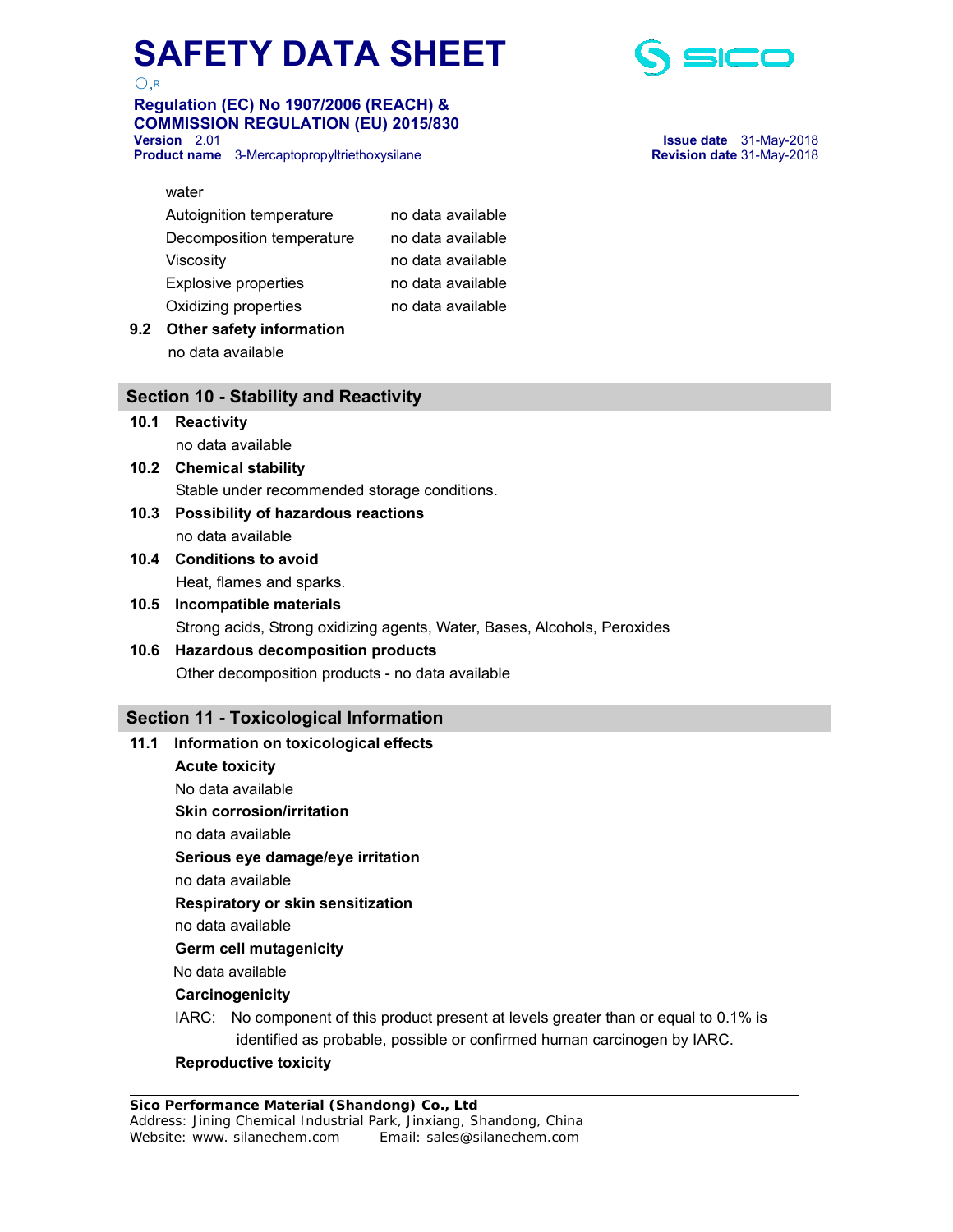water

| | |
|---|---|
| Autoignition temperature | no data available |
| Decomposition temperature | no data available |
| Viscosity | no data available |
| Explosive properties | no data available |
| Oxidizing properties | no data available |

**9.2 Other safety information**

no data available

## Section 10 - Stability and Reactivity

**10.1 Reactivity**

no data available

**10.2 Chemical stability**

Stable under recommended storage conditions.

**10.3 Possibility of hazardous reactions**

no data available

**10.4 Conditions to avoid**

Heat, flames and sparks.

**10.5 Incompatible materials**

Strong acids, Strong oxidizing agents, Water, Bases, Alcohols, Peroxides

**10.6 Hazardous decomposition products**

Other decomposition products - no data available

## Section 11 - Toxicological Information

**11.1 Information on toxicological effects**

**Acute toxicity**

No data available

**Skin corrosion/irritation**

no data available

**Serious eye damage/eye irritation**

no data available

**Respiratory or skin sensitization**

no data available

**Germ cell mutagenicity**

No data available

**Carcinogenicity**

IARC: No component of this product present at levels greater than or equal to 0.1% is identified as probable, possible or confirmed human carcinogen by IARC.

**Reproductive toxicity**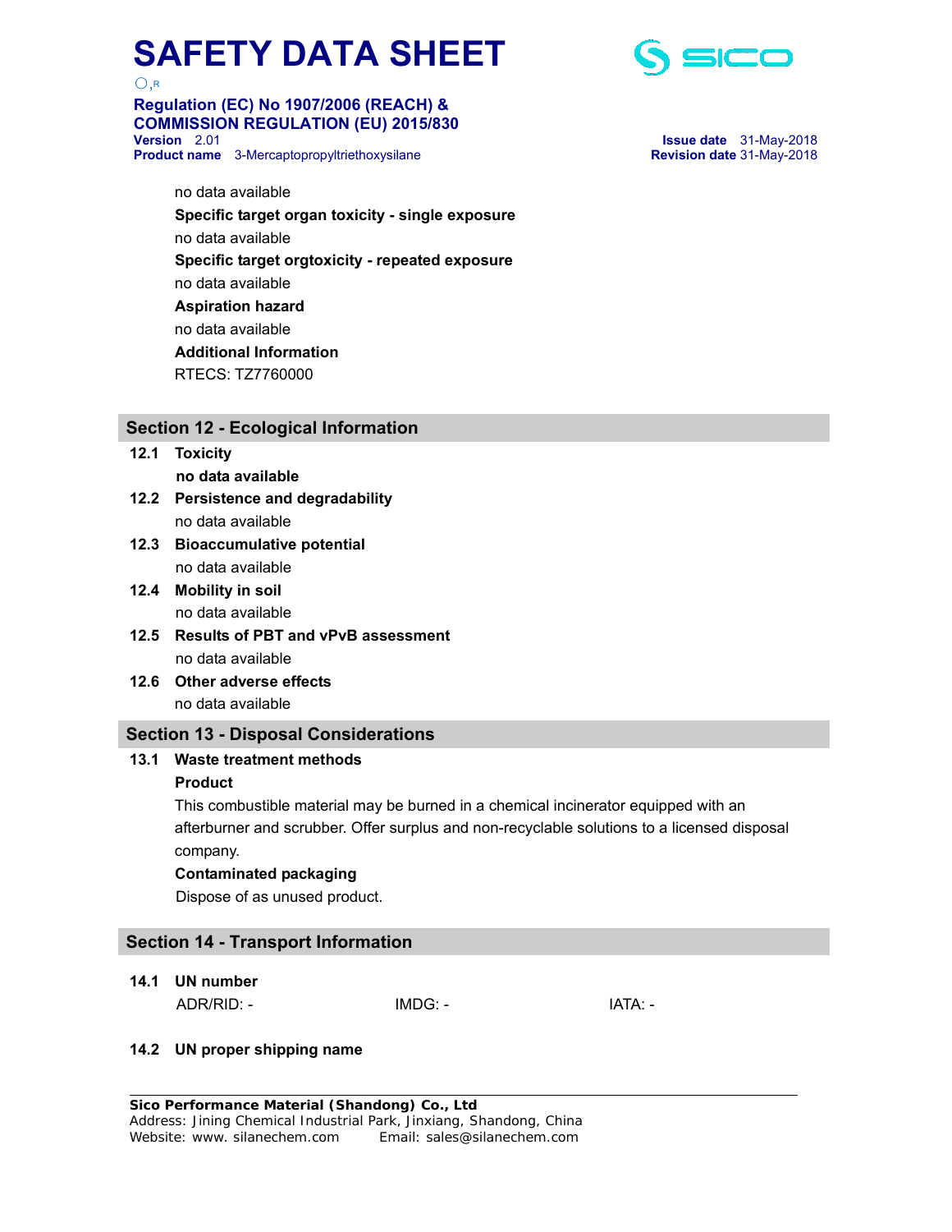no data available

**Specific target organ toxicity - single exposure**

no data available

**Specific target orgtoxicity - repeated exposure**

no data available

**Aspiration hazard**

no data available

**Additional Information**

RTECS: TZ7760000

## Section 12 - Ecological Information

**12.1 Toxicity**

**no data available**

**12.2 Persistence and degradability**

no data available

**12.3 Bioaccumulative potential**

no data available

**12.4 Mobility in soil**

no data available

**12.5 Results of PBT and vPvB assessment**

no data available

**12.6 Other adverse effects**

no data available

## Section 13 - Disposal Considerations

**13.1 Waste treatment methods**

**Product**

This combustible material may be burned in a chemical incinerator equipped with an afterburner and scrubber. Offer surplus and non-recyclable solutions to a licensed disposal company.

**Contaminated packaging**

Dispose of as unused product.

## Section 14 - Transport Information

**14.1 UN number**

ADR/RID: -  IMDG: -  IATA: -

**14.2 UN proper shipping name**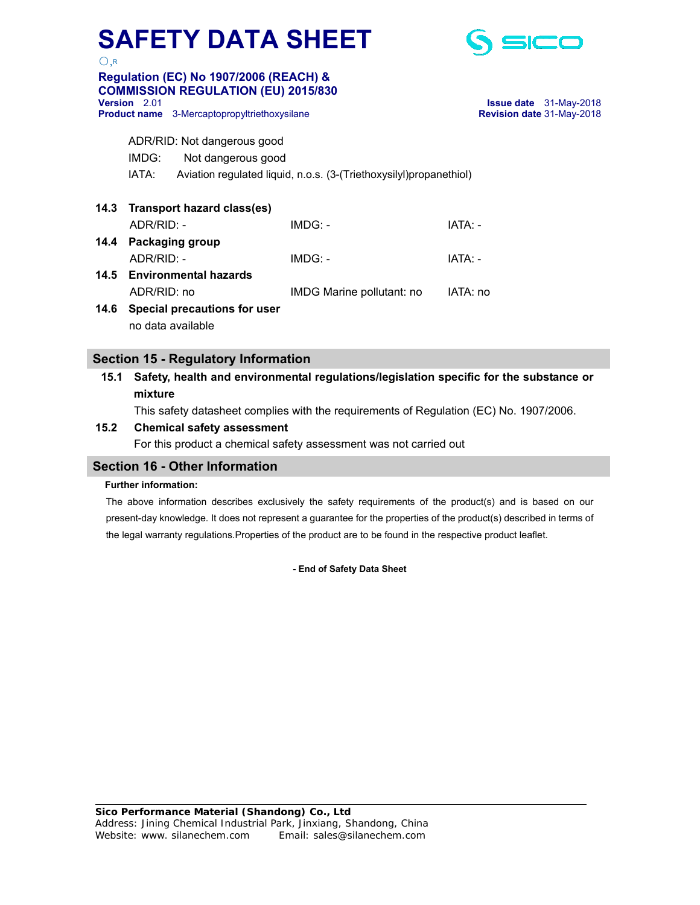ADR/RID: Not dangerous good

IMDG: Not dangerous good

IATA: Aviation regulated liquid, n.o.s. (3-(Triethoxysilyl)propanethiol)

**14.3 Transport hazard class(es)**

| | | |
|---|---|---|
| ADR/RID: - | IMDG: - | IATA: - |

**14.4 Packaging group**

| | | |
|---|---|---|
| ADR/RID: - | IMDG: - | IATA: - |

**14.5 Environmental hazards**

| | | |
|---|---|---|
| ADR/RID: no | IMDG Marine pollutant: no | IATA: no |

**14.6 Special precautions for user**

no data available

## Section 15 - Regulatory Information

**15.1 Safety, health and environmental regulations/legislation specific for the substance or mixture**

This safety datasheet complies with the requirements of Regulation (EC) No. 1907/2006.

**15.2 Chemical safety assessment**

For this product a chemical safety assessment was not carried out

## Section 16 - Other Information

**Further information:**

The above information describes exclusively the safety requirements of the product(s) and is based on our present-day knowledge. It does not represent a guarantee for the properties of the product(s) described in terms of the legal warranty regulations.Properties of the product are to be found in the respective product leaflet.

**- End of Safety Data Sheet**